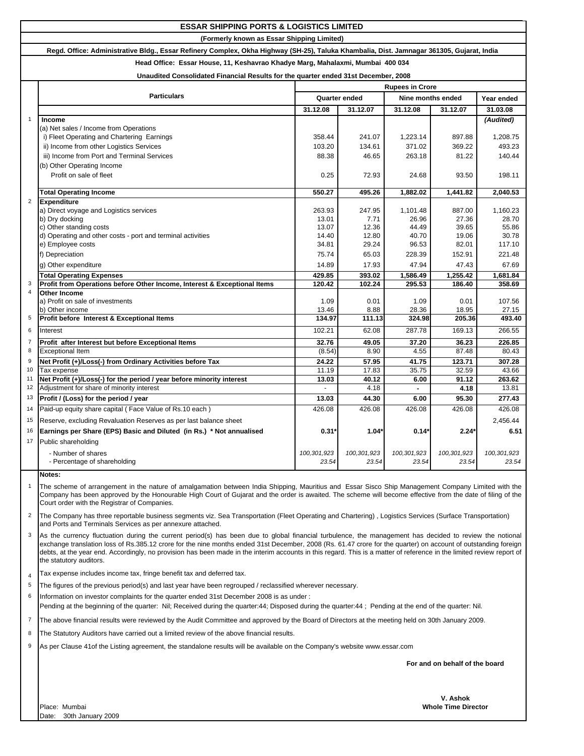# ESSAR SHIPPING PORTS & LOGISTICS LIMITED

**(Formerly known as Essar Shipping Limited)**

**Regd. Office: Administrative Bldg., Essar Refinery Complex, Okha Highway (SH-25), Taluka Khambalia, Dist. Jamnagar 361305, Gujarat, India**

**Head Office: Essar House, 11, Keshavrao Khadye Marg, Mahalaxmi, Mumbai 400 034**

**Unaudited Consolidated Financial Results for the quarter ended 31st December, 2008**

| | Particulars | Rupees in Crore | | | | |
|---|---|---|---|---|---|---|
| | | Quarter ended | | Nine months ended | | Year ended |
| | | 31.12.08 | 31.12.07 | 31.12.08 | 31.12.07 | 31.03.08 |
| 1 | **Income** | | | | | (Audited) |
| | (a) Net sales / Income from Operations | | | | | |
| | i) Fleet Operating and Chartering Earnings | 358.44 | 241.07 | 1,223.14 | 897.88 | 1,208.75 |
| | ii) Income from other Logistics Services | 103.20 | 134.61 | 371.02 | 369.22 | 493.23 |
| | iii) Income from Port and Terminal Services | 88.38 | 46.65 | 263.18 | 81.22 | 140.44 |
| | (b) Other Operating Income | | | | | |
| | Profit on sale of fleet | 0.25 | 72.93 | 24.68 | 93.50 | 198.11 |
| | **Total Operating Income** | **550.27** | **495.26** | **1,882.02** | **1,441.82** | **2,040.53** |
| 2 | **Expenditure** | | | | | |
| | a) Direct voyage and Logistics services | 263.93 | 247.95 | 1,101.48 | 887.00 | 1,160.23 |
| | b) Dry docking | 13.01 | 7.71 | 26.96 | 27.36 | 28.70 |
| | c) Other standing costs | 13.07 | 12.36 | 44.49 | 39.65 | 55.86 |
| | d) Operating and other costs - port and terminal activities | 14.40 | 12.80 | 40.70 | 19.06 | 30.78 |
| | e) Employee costs | 34.81 | 29.24 | 96.53 | 82.01 | 117.10 |
| | f) Depreciation | 75.74 | 65.03 | 228.39 | 152.91 | 221.48 |
| | g) Other expenditure | 14.89 | 17.93 | 47.94 | 47.43 | 67.69 |
| | **Total Operating Expenses** | **429.85** | **393.02** | **1,586.49** | **1,255.42** | **1,681.84** |
| 3 | **Profit from Operations before Other Income, Interest & Exceptional Items** | **120.42** | **102.24** | **295.53** | **186.40** | **358.69** |
| 4 | **Other Income** | | | | | |
| | a) Profit on sale of investments | 1.09 | 0.01 | 1.09 | 0.01 | 107.56 |
| | b) Other income | 13.46 | 8.88 | 28.36 | 18.95 | 27.15 |
| 5 | **Profit before Interest & Exceptional Items** | **134.97** | **111.13** | **324.98** | **205.36** | **493.40** |
| 6 | Interest | 102.21 | 62.08 | 287.78 | 169.13 | 266.55 |
| 7 | **Profit after Interest but before Exceptional Items** | **32.76** | **49.05** | **37.20** | **36.23** | **226.85** |
| 8 | Exceptional Item | (8.54) | 8.90 | 4.55 | 87.48 | 80.43 |
| 9 | **Net Profit (+)/Loss(-) from Ordinary Activities before Tax** | **24.22** | **57.95** | **41.75** | **123.71** | **307.28** |
| 10 | Tax expense | 11.19 | 17.83 | 35.75 | 32.59 | 43.66 |
| 11 | **Net Profit (+)/Loss(-) for the period / year before minority interest** | **13.03** | **40.12** | **6.00** | **91.12** | **263.62** |
| 12 | Adjustment for share of minority interest | - | 4.18 | - | 4.18 | 13.81 |
| 13 | **Profit / (Loss) for the period / year** | **13.03** | **44.30** | **6.00** | **95.30** | **277.43** |
| 14 | Paid-up equity share capital ( Face Value of Rs.10 each ) | 426.08 | 426.08 | 426.08 | 426.08 | 426.08 |
| 15 | Reserve, excluding Revaluation Reserves as per last balance sheet | | | | | 2,456.44 |
| 16 | **Earnings per Share (EPS) Basic and Diluted (in Rs.) * Not annualised** | **0.31*** | **1.04*** | **0.14*** | **2.24*** | **6.51** |
| 17 | Public shareholding | | | | | |
| | - Number of shares | 100,301,923 | 100,301,923 | 100,301,923 | 100,301,923 | 100,301,923 |
| | - Percentage of shareholding | 23.54 | 23.54 | 23.54 | 23.54 | 23.54 |

**Notes:**

1. The scheme of arrangement in the nature of amalgamation between India Shipping, Mauritius and Essar Sisco Ship Management Company Limited with the Company has been approved by the Honourable High Court of Gujarat and the order is awaited. The scheme will become effective from the date of filing of the Court order with the Registrar of Companies.
2. The Company has three reportable business segments viz. Sea Transportation (Fleet Operating and Chartering) , Logistics Services (Surface Transportation) and Ports and Terminals Services as per annexure attached.
3. As the currency fluctuation during the current period(s) has been due to global financial turbulence, the management has decided to review the notional exchange translation loss of Rs.385.12 crore for the nine months ended 31st December, 2008 (Rs. 61.47 crore for the quarter) on account of outstanding foreign debts, at the year end. Accordingly, no provision has been made in the interim accounts in this regard. This is a matter of reference in the limited review report of the statutory auditors.
4. Tax expense includes income tax, fringe benefit tax and deferred tax.
5. The figures of the previous period(s) and last year have been regrouped / reclassified wherever necessary.
6. Information on investor complaints for the quarter ended 31st December 2008 is as under :
   Pending at the beginning of the quarter: Nil; Received during the quarter:44; Disposed during the quarter:44 ; Pending at the end of the quarter: Nil.
7. The above financial results were reviewed by the Audit Committee and approved by the Board of Directors at the meeting held on 30th January 2009.
8. The Statutory Auditors have carried out a limited review of the above financial results.
9. As per Clause 41of the Listing agreement, the standalone results will be available on the Company's website www.essar.com

**For and on behalf of the board**

**V. Ashok**
**Whole Time Director**

Place: Mumbai
Date: 30th January 2009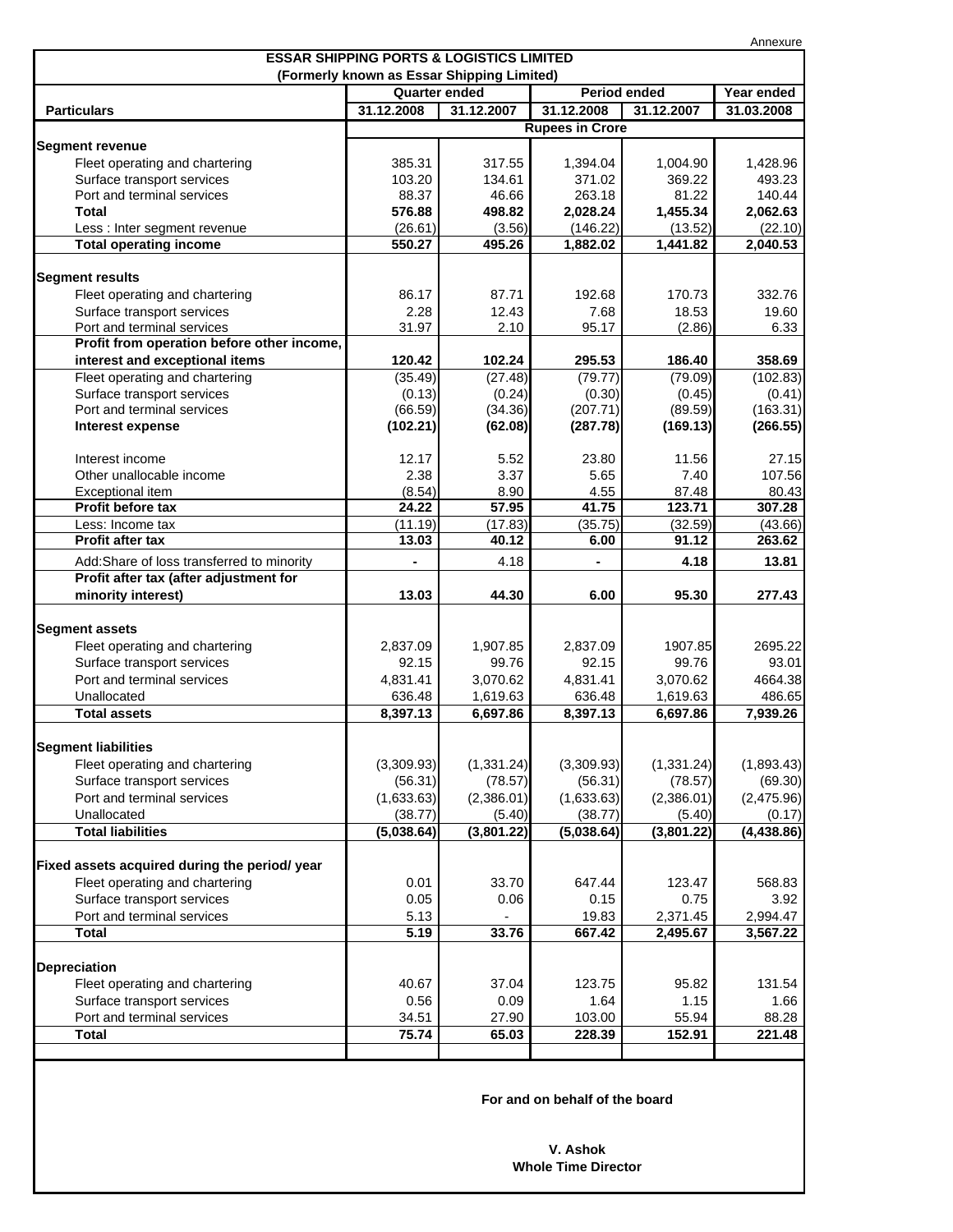Annexure

**ESSAR SHIPPING PORTS & LOGISTICS LIMITED**
**(Formerly known as Essar Shipping Limited)**

| Particulars | Quarter ended | | Period ended | | Year ended |
|---|---|---|---|---|---|
| | 31.12.2008 | 31.12.2007 | 31.12.2008 | 31.12.2007 | 31.03.2008 |
| | Rupees in Crore | | | | |
| **Segment revenue** | | | | | |
| Fleet operating and chartering | 385.31 | 317.55 | 1,394.04 | 1,004.90 | 1,428.96 |
| Surface transport services | 103.20 | 134.61 | 371.02 | 369.22 | 493.23 |
| Port and terminal services | 88.37 | 46.66 | 263.18 | 81.22 | 140.44 |
| **Total** | **576.88** | **498.82** | **2,028.24** | **1,455.34** | **2,062.63** |
| Less : Inter segment revenue | (26.61) | (3.56) | (146.22) | (13.52) | (22.10) |
| **Total operating income** | **550.27** | **495.26** | **1,882.02** | **1,441.82** | **2,040.53** |
| **Segment results** | | | | | |
| Fleet operating and chartering | 86.17 | 87.71 | 192.68 | 170.73 | 332.76 |
| Surface transport services | 2.28 | 12.43 | 7.68 | 18.53 | 19.60 |
| Port and terminal services | 31.97 | 2.10 | 95.17 | (2.86) | 6.33 |
| **Profit from operation before other income, interest and exceptional items** | **120.42** | **102.24** | **295.53** | **186.40** | **358.69** |
| Fleet operating and chartering | (35.49) | (27.48) | (79.77) | (79.09) | (102.83) |
| Surface transport services | (0.13) | (0.24) | (0.30) | (0.45) | (0.41) |
| Port and terminal services | (66.59) | (34.36) | (207.71) | (89.59) | (163.31) |
| **Interest expense** | **(102.21)** | **(62.08)** | **(287.78)** | **(169.13)** | **(266.55)** |
| Interest income | 12.17 | 5.52 | 23.80 | 11.56 | 27.15 |
| Other unallocable income | 2.38 | 3.37 | 5.65 | 7.40 | 107.56 |
| Exceptional item | (8.54) | 8.90 | 4.55 | 87.48 | 80.43 |
| **Profit before tax** | **24.22** | **57.95** | **41.75** | **123.71** | **307.28** |
| Less: Income tax | (11.19) | (17.83) | (35.75) | (32.59) | (43.66) |
| **Profit after tax** | **13.03** | **40.12** | **6.00** | **91.12** | **263.62** |
| Add:Share of loss transferred to minority | **-** | 4.18 | **-** | **4.18** | **13.81** |
| **Profit after tax (after adjustment for minority interest)** | **13.03** | **44.30** | **6.00** | **95.30** | **277.43** |
| **Segment assets** | | | | | |
| Fleet operating and chartering | 2,837.09 | 1,907.85 | 2,837.09 | 1907.85 | 2695.22 |
| Surface transport services | 92.15 | 99.76 | 92.15 | 99.76 | 93.01 |
| Port and terminal services | 4,831.41 | 3,070.62 | 4,831.41 | 3,070.62 | 4664.38 |
| Unallocated | 636.48 | 1,619.63 | 636.48 | 1,619.63 | 486.65 |
| **Total assets** | **8,397.13** | **6,697.86** | **8,397.13** | **6,697.86** | **7,939.26** |
| **Segment liabilities** | | | | | |
| Fleet operating and chartering | (3,309.93) | (1,331.24) | (3,309.93) | (1,331.24) | (1,893.43) |
| Surface transport services | (56.31) | (78.57) | (56.31) | (78.57) | (69.30) |
| Port and terminal services | (1,633.63) | (2,386.01) | (1,633.63) | (2,386.01) | (2,475.96) |
| Unallocated | (38.77) | (5.40) | (38.77) | (5.40) | (0.17) |
| **Total liabilities** | **(5,038.64)** | **(3,801.22)** | **(5,038.64)** | **(3,801.22)** | **(4,438.86)** |
| **Fixed assets acquired during the period/ year** | | | | | |
| Fleet operating and chartering | 0.01 | 33.70 | 647.44 | 123.47 | 568.83 |
| Surface transport services | 0.05 | 0.06 | 0.15 | 0.75 | 3.92 |
| Port and terminal services | 5.13 | - | 19.83 | 2,371.45 | 2,994.47 |
| **Total** | **5.19** | **33.76** | **667.42** | **2,495.67** | **3,567.22** |
| **Depreciation** | | | | | |
| Fleet operating and chartering | 40.67 | 37.04 | 123.75 | 95.82 | 131.54 |
| Surface transport services | 0.56 | 0.09 | 1.64 | 1.15 | 1.66 |
| Port and terminal services | 34.51 | 27.90 | 103.00 | 55.94 | 88.28 |
| **Total** | **75.74** | **65.03** | **228.39** | **152.91** | **221.48** |

**For and on behalf of the board**

**V. Ashok**
**Whole Time Director**